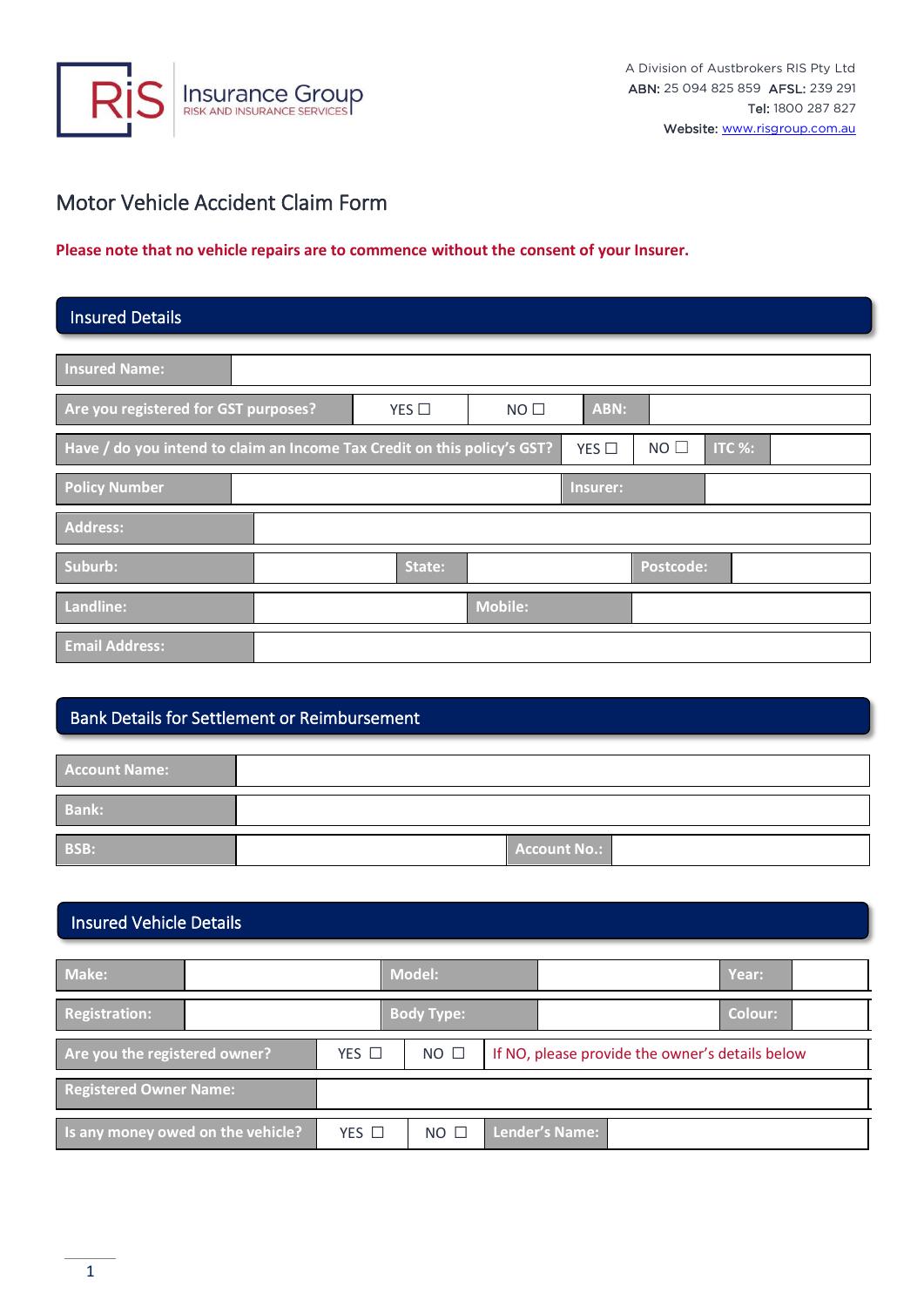RiS Insurance Group
RISK AND INSURANCE SERVICES

A Division of Austbrokers RIS Pty Ltd
**ABN:** 25 094 825 859 **AFSL:** 239 291
**Tel:** 1800 287 827
**Website:** www.risgroup.com.au

# Motor Vehicle Accident Claim Form

**Please note that no vehicle repairs are to commence without the consent of your Insurer.**

## Insured Details

| **Insured Name:** | | | | | |
|---|---|---|---|---|---|
| **Are you registered for GST purposes?** | YES ☐ | NO ☐ | **ABN:** | | |
| **Have / do you intend to claim an Income Tax Credit on this policy's GST?** | YES ☐ | NO ☐ | **ITC %:** | | |
| **Policy Number** | | **Insurer:** | | | |
| **Address:** | | | | | |
| **Suburb:** | | **State:** | | **Postcode:** | |
| **Landline:** | | **Mobile:** | | | |
| **Email Address:** | | | | | |

## Bank Details for Settlement or Reimbursement

| **Account Name:** | | | |
|---|---|---|---|
| **Bank:** | | | |
| **BSB:** | | **Account No.:** | |

## Insured Vehicle Details

| **Make:** | | **Model:** | | **Year:** | |
|---|---|---|---|---|---|
| **Registration:** | | **Body Type:** | | **Colour:** | |
| **Are you the registered owner?** | YES ☐ | NO ☐ | If NO, please provide the owner's details below | | |
| **Registered Owner Name:** | | | | | |
| **Is any money owed on the vehicle?** | YES ☐ | NO ☐ | **Lender's Name:** | | |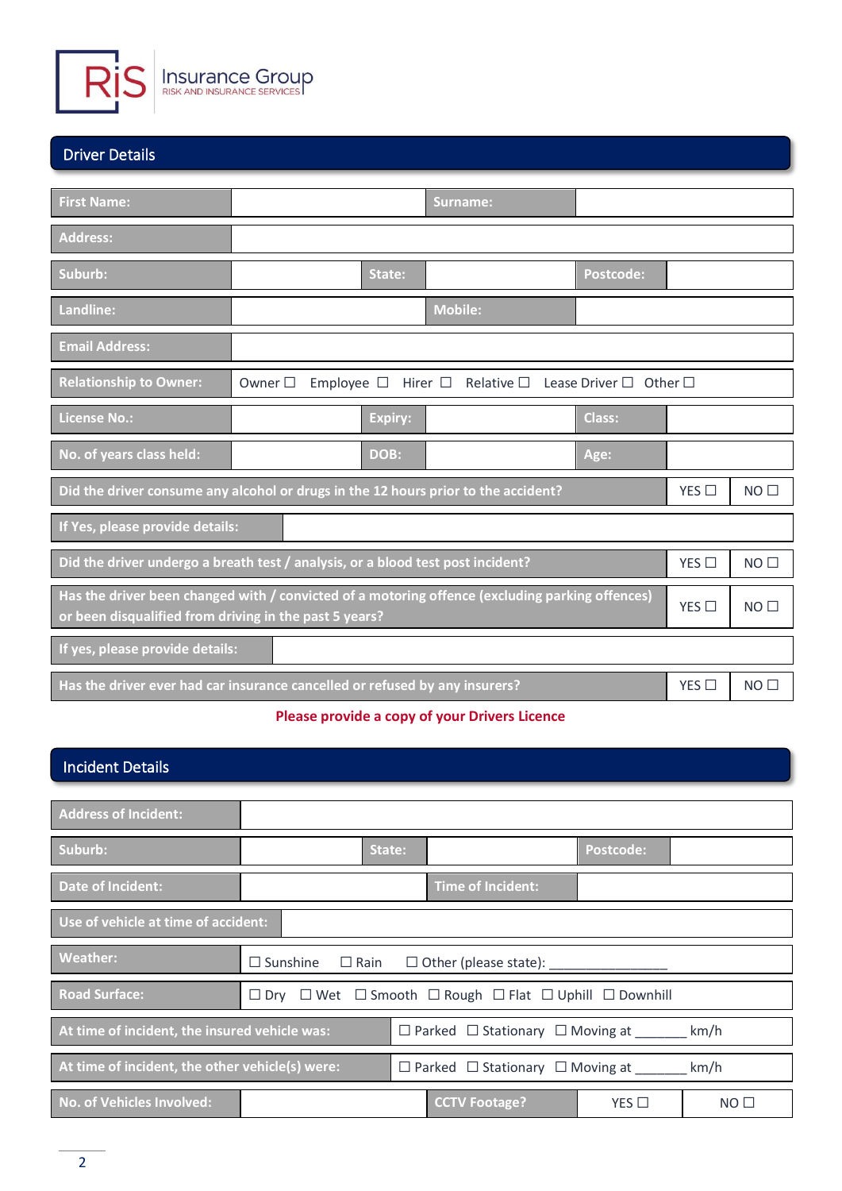**RiS** Insurance Group
RISK AND INSURANCE SERVICES

## Driver Details

| | | | | | |
|---|---|---|---|---|---|
| **First Name:** | | | **Surname:** | | |
| **Address:** | | | | | |
| **Suburb:** | | **State:** | | **Postcode:** | |
| **Landline:** | | | **Mobile:** | | |
| **Email Address:** | | | | | |
| **Relationship to Owner:** | Owner ☐ Employee ☐ Hirer ☐ Relative ☐ Lease Driver ☐ Other ☐ | | | | |
| **License No.:** | | **Expiry:** | | **Class:** | |
| **No. of years class held:** | | **DOB:** | | **Age:** | |

| | | |
|---|---|---|
| **Did the driver consume any alcohol or drugs in the 12 hours prior to the accident?** | YES ☐ | NO ☐ |
| **If Yes, please provide details:** | | |
| **Did the driver undergo a breath test / analysis, or a blood test post incident?** | YES ☐ | NO ☐ |
| **Has the driver been changed with / convicted of a motoring offence (excluding parking offences) or been disqualified from driving in the past 5 years?** | YES ☐ | NO ☐ |
| **If yes, please provide details:** | | |
| **Has the driver ever had car insurance cancelled or refused by any insurers?** | YES ☐ | NO ☐ |

**Please provide a copy of your Drivers Licence**

## Incident Details

| | | | | | |
|---|---|---|---|---|---|
| **Address of Incident:** | | | | | |
| **Suburb:** | | **State:** | | **Postcode:** | |
| **Date of Incident:** | | | **Time of Incident:** | | |
| **Use of vehicle at time of accident:** | | | | | |
| **Weather:** | ☐ Sunshine ☐ Rain ☐ Other (please state): _______________ | | | | |
| **Road Surface:** | ☐ Dry ☐ Wet ☐ Smooth ☐ Rough ☐ Flat ☐ Uphill ☐ Downhill | | | | |
| **At time of incident, the insured vehicle was:** | ☐ Parked ☐ Stationary ☐ Moving at _______ km/h | | | | |
| **At time of incident, the other vehicle(s) were:** | ☐ Parked ☐ Stationary ☐ Moving at _______ km/h | | | | |
| **No. of Vehicles Involved:** | | | **CCTV Footage?** | YES ☐ | NO ☐ |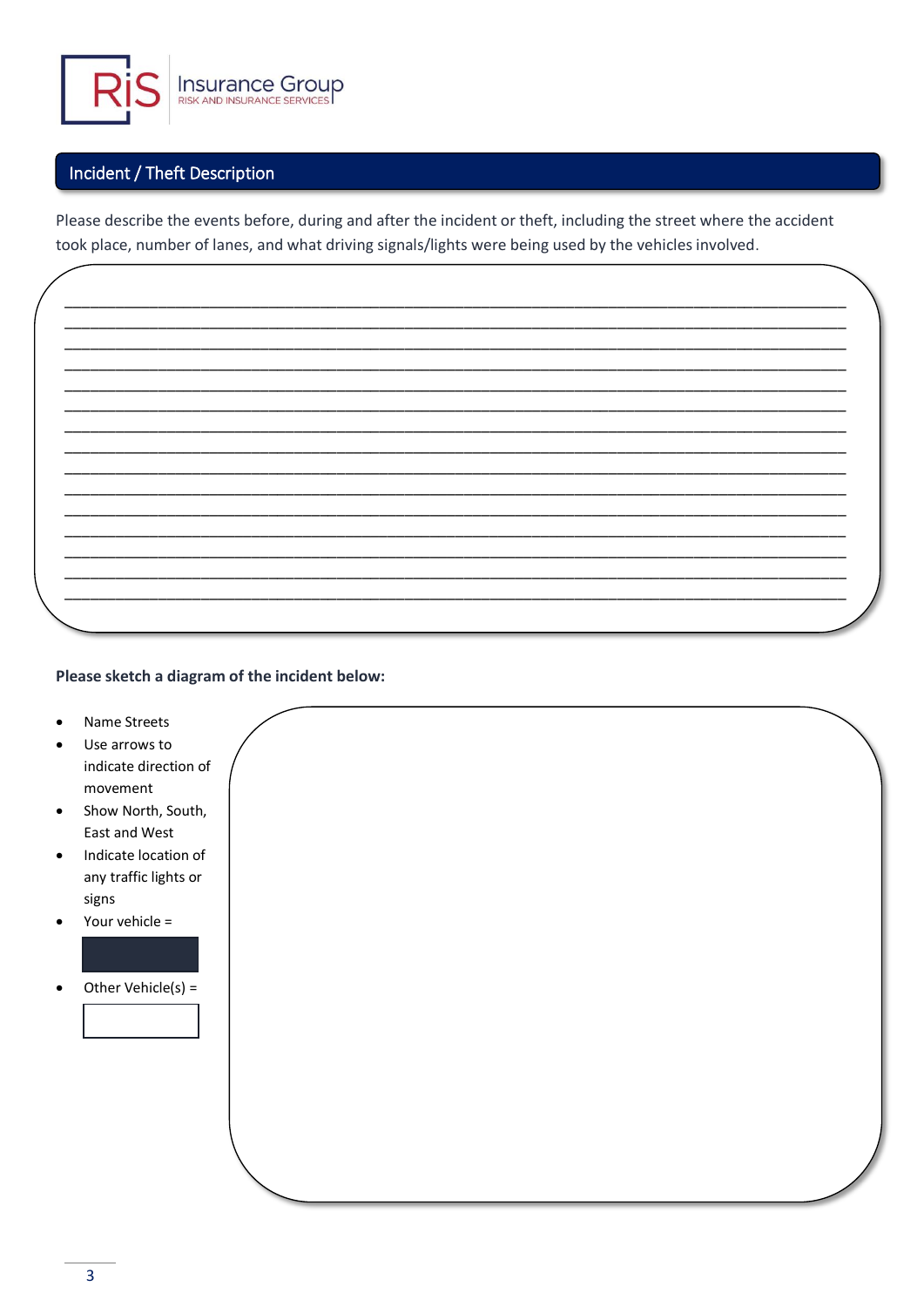RiS Insurance Group
RISK AND INSURANCE SERVICES

## Incident / Theft Description

Please describe the events before, during and after the incident or theft, including the street where the accident took place, number of lanes, and what driving signals/lights were being used by the vehicles involved.

\_\_\_\_\_\_\_\_\_\_\_\_\_\_\_\_\_\_\_\_\_\_\_\_\_\_\_\_\_\_\_\_\_\_\_\_\_\_\_\_\_\_\_\_\_\_\_\_\_\_\_\_\_\_\_\_\_\_\_\_\_\_\_\_\_\_\_\_\_\_\_\_\_\_\_\_\_\_\_\_
\_\_\_\_\_\_\_\_\_\_\_\_\_\_\_\_\_\_\_\_\_\_\_\_\_\_\_\_\_\_\_\_\_\_\_\_\_\_\_\_\_\_\_\_\_\_\_\_\_\_\_\_\_\_\_\_\_\_\_\_\_\_\_\_\_\_\_\_\_\_\_\_\_\_\_\_\_\_\_\_
\_\_\_\_\_\_\_\_\_\_\_\_\_\_\_\_\_\_\_\_\_\_\_\_\_\_\_\_\_\_\_\_\_\_\_\_\_\_\_\_\_\_\_\_\_\_\_\_\_\_\_\_\_\_\_\_\_\_\_\_\_\_\_\_\_\_\_\_\_\_\_\_\_\_\_\_\_\_\_\_
\_\_\_\_\_\_\_\_\_\_\_\_\_\_\_\_\_\_\_\_\_\_\_\_\_\_\_\_\_\_\_\_\_\_\_\_\_\_\_\_\_\_\_\_\_\_\_\_\_\_\_\_\_\_\_\_\_\_\_\_\_\_\_\_\_\_\_\_\_\_\_\_\_\_\_\_\_\_\_\_
\_\_\_\_\_\_\_\_\_\_\_\_\_\_\_\_\_\_\_\_\_\_\_\_\_\_\_\_\_\_\_\_\_\_\_\_\_\_\_\_\_\_\_\_\_\_\_\_\_\_\_\_\_\_\_\_\_\_\_\_\_\_\_\_\_\_\_\_\_\_\_\_\_\_\_\_\_\_\_\_
\_\_\_\_\_\_\_\_\_\_\_\_\_\_\_\_\_\_\_\_\_\_\_\_\_\_\_\_\_\_\_\_\_\_\_\_\_\_\_\_\_\_\_\_\_\_\_\_\_\_\_\_\_\_\_\_\_\_\_\_\_\_\_\_\_\_\_\_\_\_\_\_\_\_\_\_\_\_\_\_
\_\_\_\_\_\_\_\_\_\_\_\_\_\_\_\_\_\_\_\_\_\_\_\_\_\_\_\_\_\_\_\_\_\_\_\_\_\_\_\_\_\_\_\_\_\_\_\_\_\_\_\_\_\_\_\_\_\_\_\_\_\_\_\_\_\_\_\_\_\_\_\_\_\_\_\_\_\_\_\_
\_\_\_\_\_\_\_\_\_\_\_\_\_\_\_\_\_\_\_\_\_\_\_\_\_\_\_\_\_\_\_\_\_\_\_\_\_\_\_\_\_\_\_\_\_\_\_\_\_\_\_\_\_\_\_\_\_\_\_\_\_\_\_\_\_\_\_\_\_\_\_\_\_\_\_\_\_\_\_\_
\_\_\_\_\_\_\_\_\_\_\_\_\_\_\_\_\_\_\_\_\_\_\_\_\_\_\_\_\_\_\_\_\_\_\_\_\_\_\_\_\_\_\_\_\_\_\_\_\_\_\_\_\_\_\_\_\_\_\_\_\_\_\_\_\_\_\_\_\_\_\_\_\_\_\_\_\_\_\_\_
\_\_\_\_\_\_\_\_\_\_\_\_\_\_\_\_\_\_\_\_\_\_\_\_\_\_\_\_\_\_\_\_\_\_\_\_\_\_\_\_\_\_\_\_\_\_\_\_\_\_\_\_\_\_\_\_\_\_\_\_\_\_\_\_\_\_\_\_\_\_\_\_\_\_\_\_\_\_\_\_
\_\_\_\_\_\_\_\_\_\_\_\_\_\_\_\_\_\_\_\_\_\_\_\_\_\_\_\_\_\_\_\_\_\_\_\_\_\_\_\_\_\_\_\_\_\_\_\_\_\_\_\_\_\_\_\_\_\_\_\_\_\_\_\_\_\_\_\_\_\_\_\_\_\_\_\_\_\_\_\_
\_\_\_\_\_\_\_\_\_\_\_\_\_\_\_\_\_\_\_\_\_\_\_\_\_\_\_\_\_\_\_\_\_\_\_\_\_\_\_\_\_\_\_\_\_\_\_\_\_\_\_\_\_\_\_\_\_\_\_\_\_\_\_\_\_\_\_\_\_\_\_\_\_\_\_\_\_\_\_\_
\_\_\_\_\_\_\_\_\_\_\_\_\_\_\_\_\_\_\_\_\_\_\_\_\_\_\_\_\_\_\_\_\_\_\_\_\_\_\_\_\_\_\_\_\_\_\_\_\_\_\_\_\_\_\_\_\_\_\_\_\_\_\_\_\_\_\_\_\_\_\_\_\_\_\_\_\_\_\_\_
\_\_\_\_\_\_\_\_\_\_\_\_\_\_\_\_\_\_\_\_\_\_\_\_\_\_\_\_\_\_\_\_\_\_\_\_\_\_\_\_\_\_\_\_\_\_\_\_\_\_\_\_\_\_\_\_\_\_\_\_\_\_\_\_\_\_\_\_\_\_\_\_\_\_\_\_\_\_\_\_
\_\_\_\_\_\_\_\_\_\_\_\_\_\_\_\_\_\_\_\_\_\_\_\_\_\_\_\_\_\_\_\_\_\_\_\_\_\_\_\_\_\_\_\_\_\_\_\_\_\_\_\_\_\_\_\_\_\_\_\_\_\_\_\_\_\_\_\_\_\_\_\_\_\_\_\_\_\_\_\_

**Please sketch a diagram of the incident below:**

- Name Streets
- Use arrows to indicate direction of movement
- Show North, South, East and West
- Indicate location of any traffic lights or signs
- Your vehicle = ■
- Other Vehicle(s) = □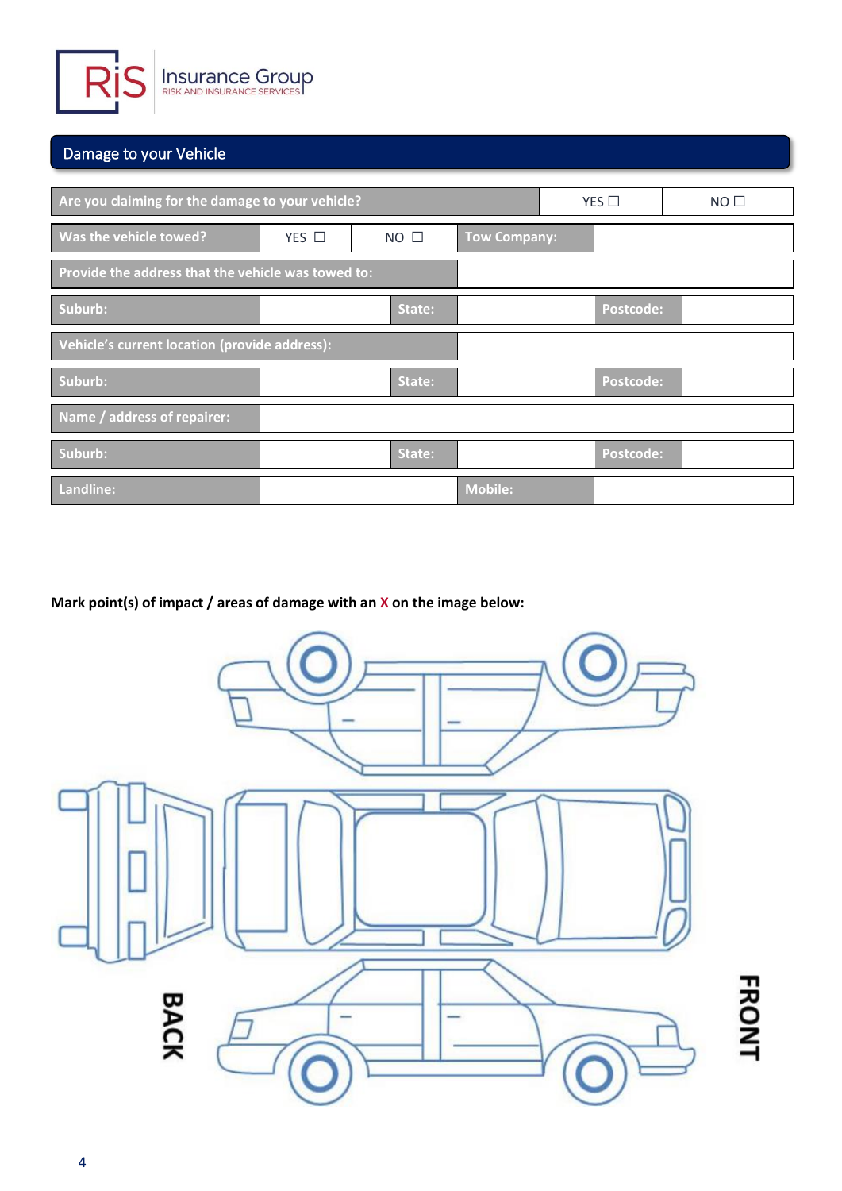## Damage to your Vehicle

| Are you claiming for the damage to your vehicle? | | | | | YES ☐ | NO ☐ |
|---|---|---|---|---|---|---|
| **Was the vehicle towed?** | YES ☐ | NO ☐ | **Tow Company:** | | | |
| **Provide the address that the vehicle was towed to:** | | | | | | |
| **Suburb:** | | **State:** | | **Postcode:** | | |
| **Vehicle's current location (provide address):** | | | | | | |
| **Suburb:** | | **State:** | | **Postcode:** | | |
| **Name / address of repairer:** | | | | | | |
| **Suburb:** | | **State:** | | **Postcode:** | | |
| **Landline:** | | | **Mobile:** | | | |

**Mark point(s) of impact / areas of damage with an X on the image below:**

BACK

FRONT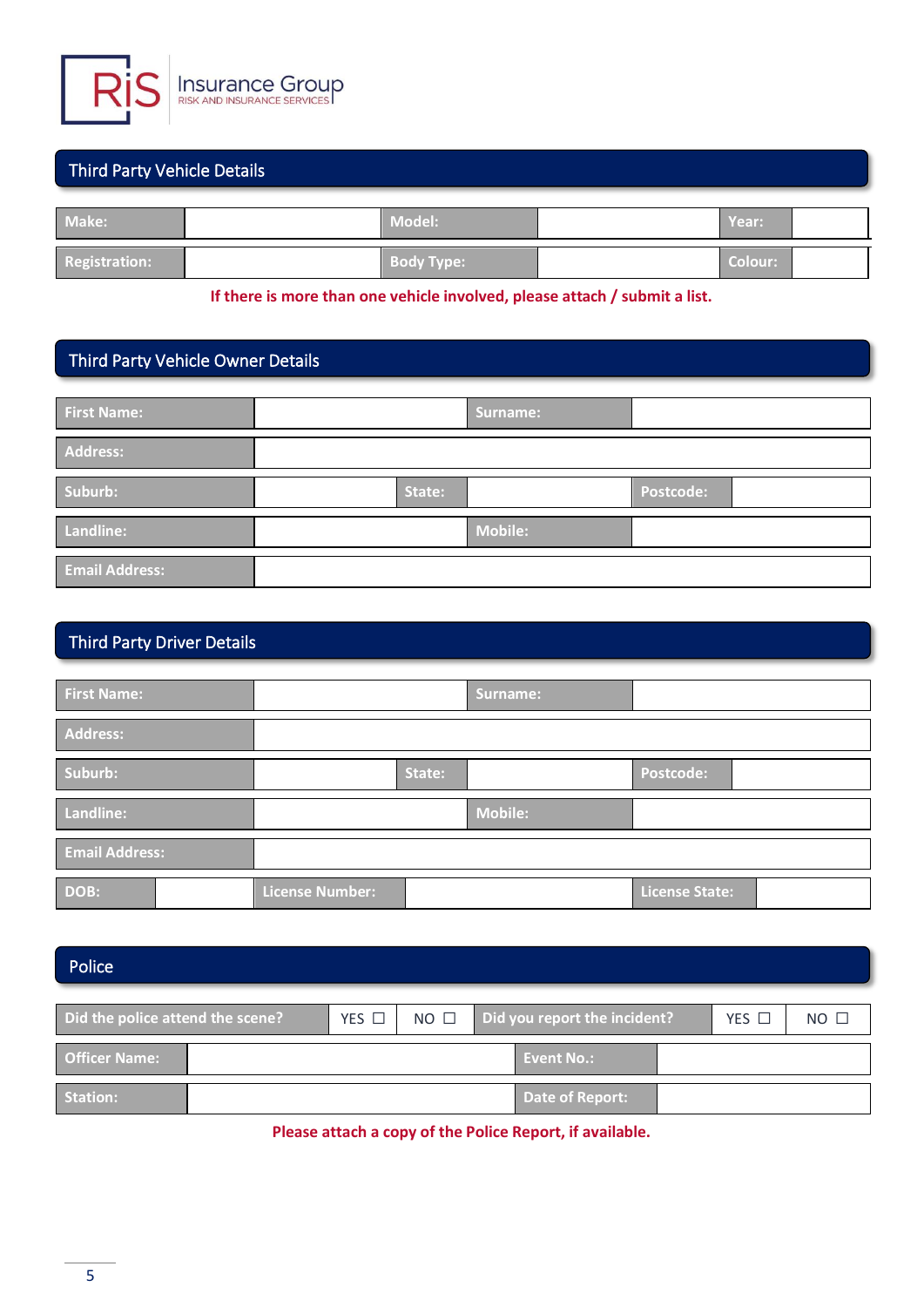RiS Insurance Group
RISK AND INSURANCE SERVICES

## Third Party Vehicle Details

| Make: | | Model: | | Year: | |
|---|---|---|---|---|---|
| Registration: | | Body Type: | | Colour: | |

**If there is more than one vehicle involved, please attach / submit a list.**

## Third Party Vehicle Owner Details

| First Name: | | | Surname: | | |
|---|---|---|---|---|---|
| Address: | | | | | |
| Suburb: | | State: | | Postcode: | |
| Landline: | | | Mobile: | | |
| Email Address: | | | | | |

## Third Party Driver Details

| First Name: | | | Surname: | | |
|---|---|---|---|---|---|
| Address: | | | | | |
| Suburb: | | State: | | Postcode: | |
| Landline: | | | Mobile: | | |
| Email Address: | | | | | |
| DOB: | | License Number: | | License State: | |

## Police

| Did the police attend the scene? | YES ☐ | NO ☐ | Did you report the incident? | YES ☐ | NO ☐ |
|---|---|---|---|---|---|
| Officer Name: | | | Event No.: | | |
| Station: | | | Date of Report: | | |

**Please attach a copy of the Police Report, if available.**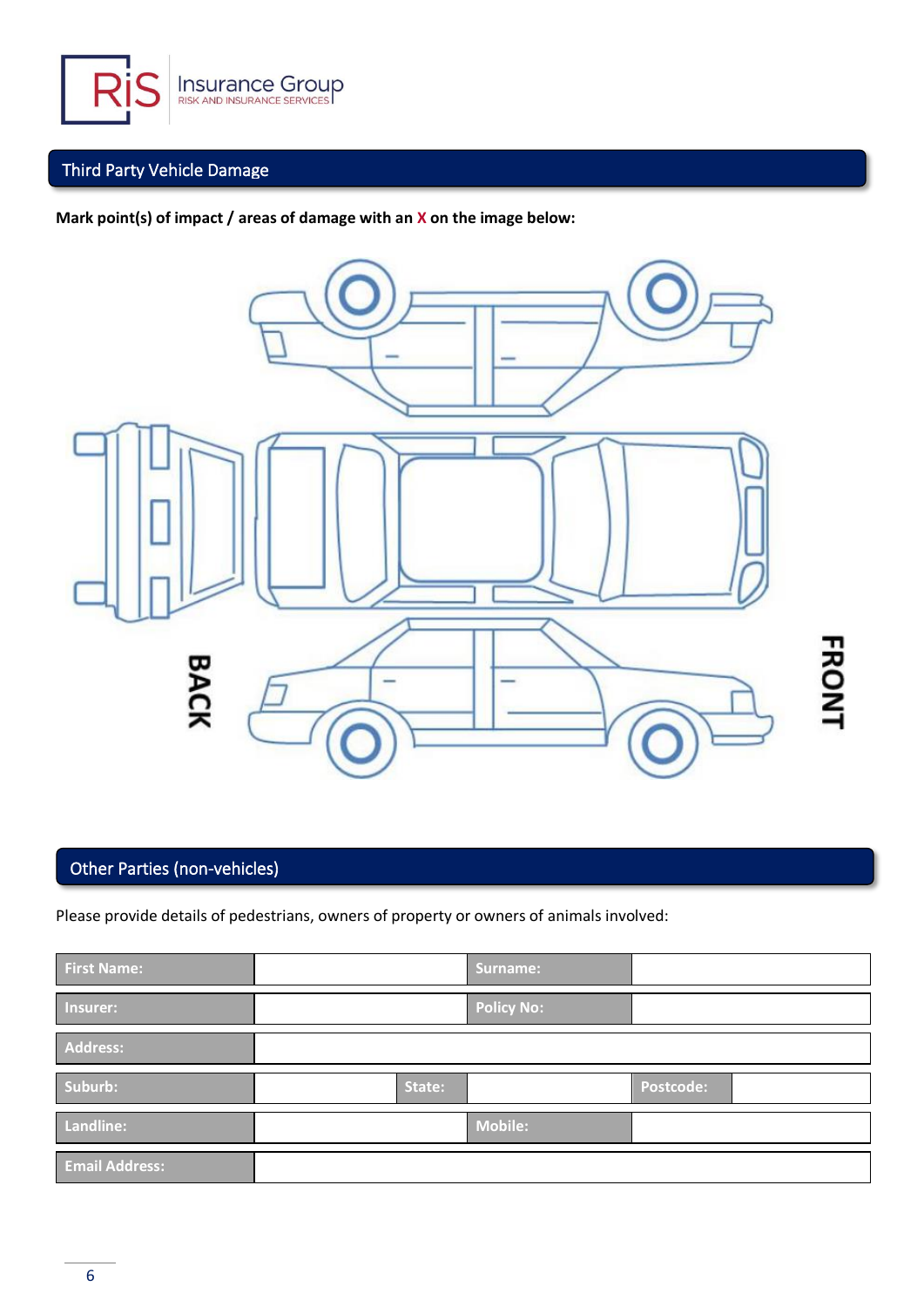## Third Party Vehicle Damage

**Mark point(s) of impact / areas of damage with an X on the image below:**

BACK

FRONT

## Other Parties (non-vehicles)

Please provide details of pedestrians, owners of property or owners of animals involved:

| **First Name:** | | **Surname:** | |
|---|---|---|---|
| **Insurer:** | | **Policy No:** | |
| **Address:** | | | |

| **Suburb:** | | **State:** | | **Postcode:** | |
|---|---|---|---|---|---|

| **Landline:** | | **Mobile:** | |
|---|---|---|---|
| **Email Address:** | | | |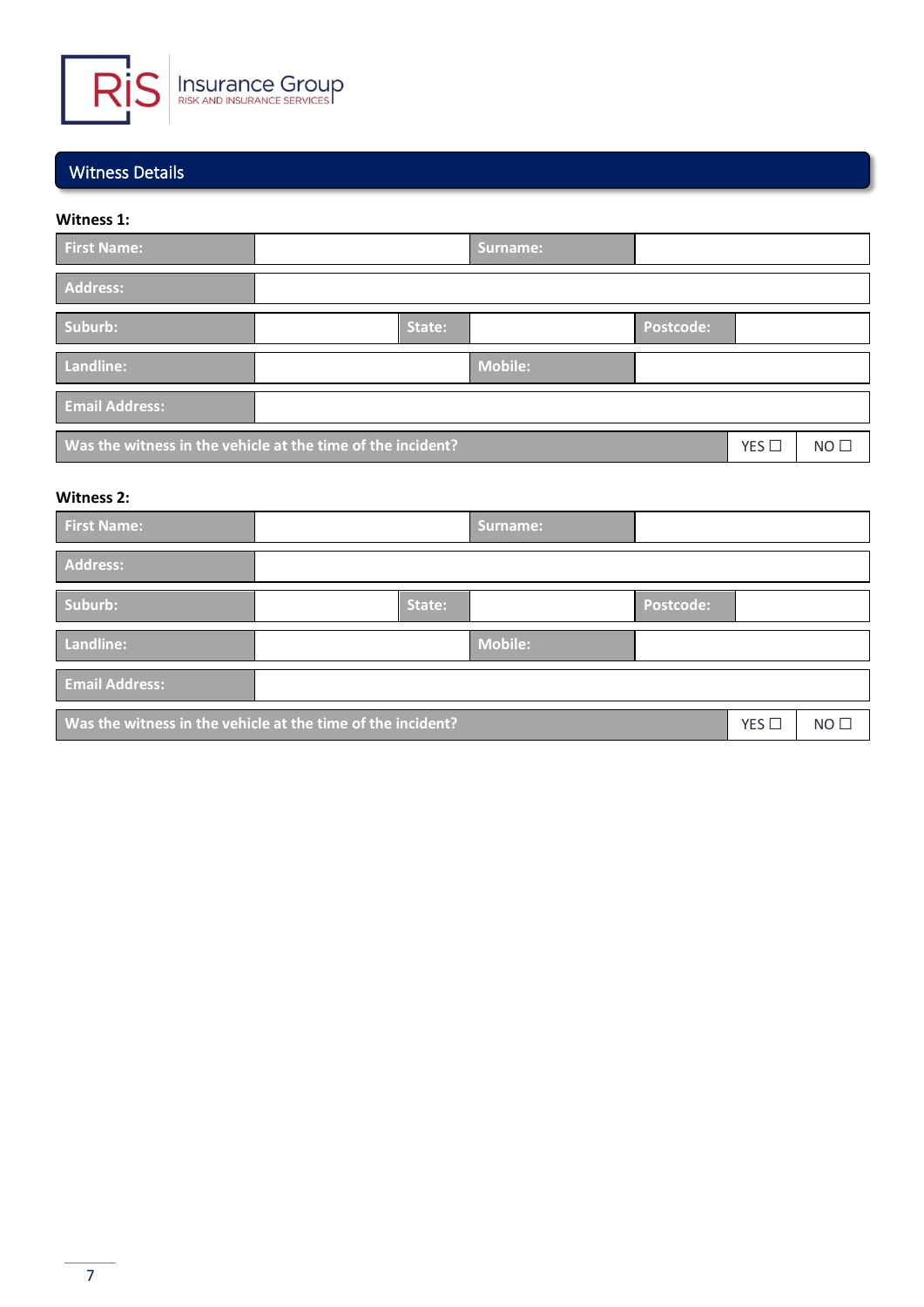RiS Insurance Group
RISK AND INSURANCE SERVICES

## Witness Details

**Witness 1:**

| First Name: | | Surname: | |
|---|---|---|---|

| Address: | |
|---|---|

| Suburb: | | State: | | Postcode: | |
|---|---|---|---|---|---|

| Landline: | | Mobile: | |
|---|---|---|---|

| Email Address: | |
|---|---|

| Was the witness in the vehicle at the time of the incident? | YES ☐ | NO ☐ |
|---|---|---|

**Witness 2:**

| First Name: | | Surname: | |
|---|---|---|---|

| Address: | |
|---|---|

| Suburb: | | State: | | Postcode: | |
|---|---|---|---|---|---|

| Landline: | | Mobile: | |
|---|---|---|---|

| Email Address: | |
|---|---|

| Was the witness in the vehicle at the time of the incident? | YES ☐ | NO ☐ |
|---|---|---|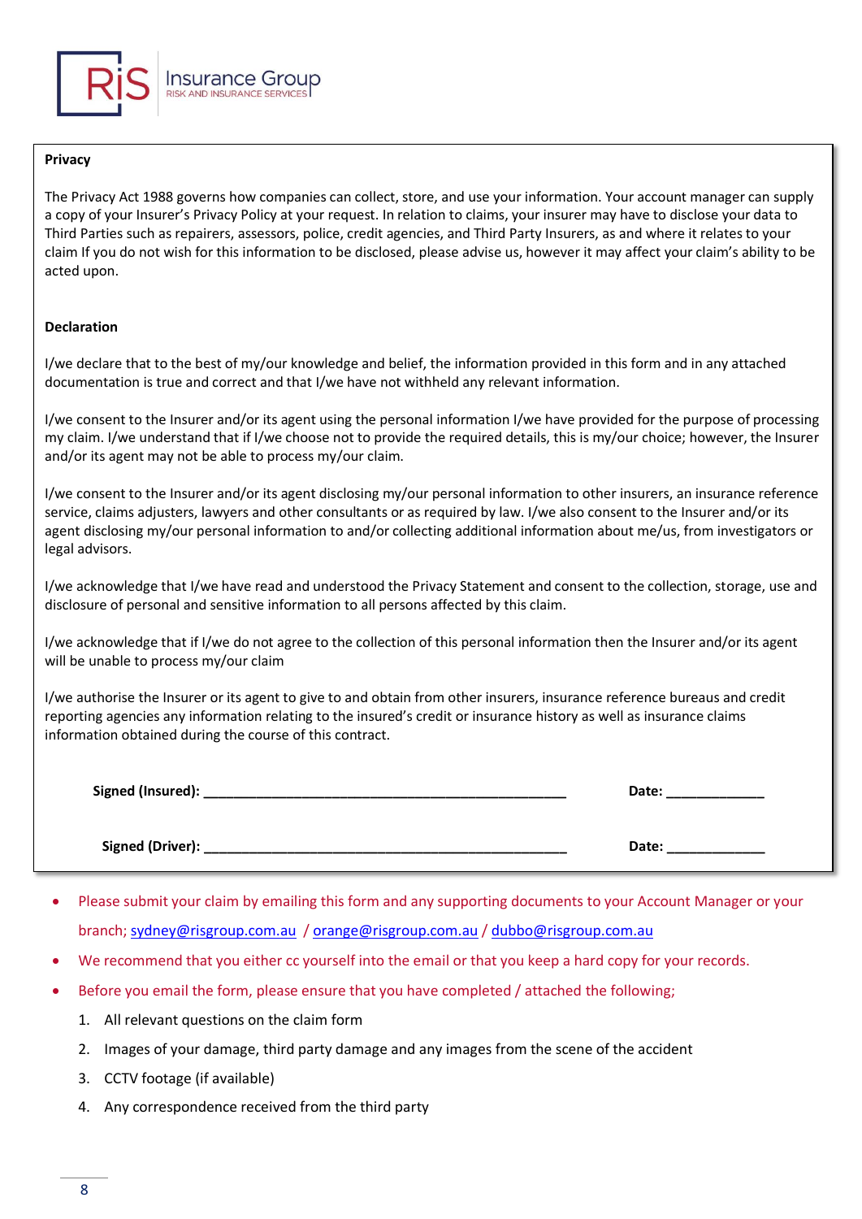**Privacy**

The Privacy Act 1988 governs how companies can collect, store, and use your information. Your account manager can supply a copy of your Insurer's Privacy Policy at your request. In relation to claims, your insurer may have to disclose your data to Third Parties such as repairers, assessors, police, credit agencies, and Third Party Insurers, as and where it relates to your claim If you do not wish for this information to be disclosed, please advise us, however it may affect your claim's ability to be acted upon.

**Declaration**

I/we declare that to the best of my/our knowledge and belief, the information provided in this form and in any attached documentation is true and correct and that I/we have not withheld any relevant information.

I/we consent to the Insurer and/or its agent using the personal information I/we have provided for the purpose of processing my claim. I/we understand that if I/we choose not to provide the required details, this is my/our choice; however, the Insurer and/or its agent may not be able to process my/our claim.

I/we consent to the Insurer and/or its agent disclosing my/our personal information to other insurers, an insurance reference service, claims adjusters, lawyers and other consultants or as required by law. I/we also consent to the Insurer and/or its agent disclosing my/our personal information to and/or collecting additional information about me/us, from investigators or legal advisors.

I/we acknowledge that I/we have read and understood the Privacy Statement and consent to the collection, storage, use and disclosure of personal and sensitive information to all persons affected by this claim.

I/we acknowledge that if I/we do not agree to the collection of this personal information then the Insurer and/or its agent will be unable to process my/our claim

I/we authorise the Insurer or its agent to give to and obtain from other insurers, insurance reference bureaus and credit reporting agencies any information relating to the insured's credit or insurance history as well as insurance claims information obtained during the course of this contract.

**Signed (Insured):** ________________________________________________ **Date:** _____________

**Signed (Driver):** ________________________________________________ **Date:** _____________

- Please submit your claim by emailing this form and any supporting documents to your Account Manager or your branch; sydney@risgroup.com.au / orange@risgroup.com.au / dubbo@risgroup.com.au
- We recommend that you either cc yourself into the email or that you keep a hard copy for your records.
- Before you email the form, please ensure that you have completed / attached the following;
  1. All relevant questions on the claim form
  2. Images of your damage, third party damage and any images from the scene of the accident
  3. CCTV footage (if available)
  4. Any correspondence received from the third party